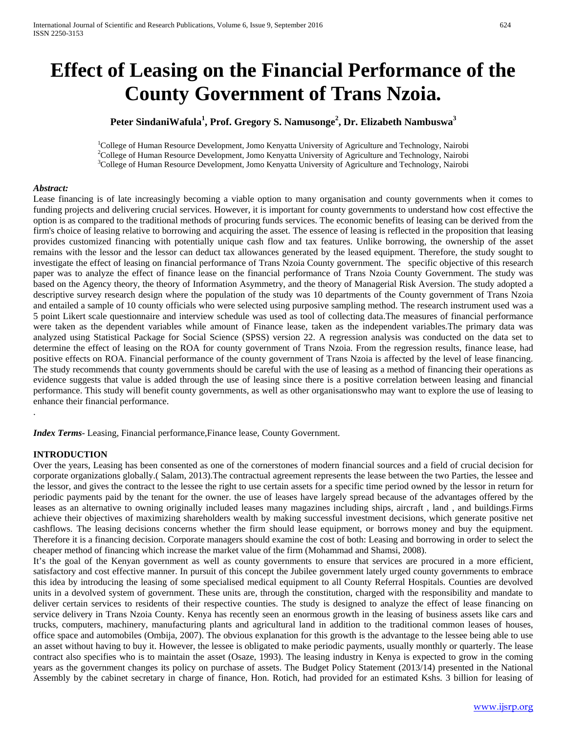# Effect of Leasing on the Financial Performance of the County Government of Trans Nzoia.

**Peter SindaniWafula[1], Prof. Gregory S. Namusonge[2], Dr. Elizabeth Nambuswa[3]**

[1]College of Human Resource Development, Jomo Kenyatta University of Agriculture and Technology, Nairobi
[2]College of Human Resource Development, Jomo Kenyatta University of Agriculture and Technology, Nairobi
[3]College of Human Resource Development, Jomo Kenyatta University of Agriculture and Technology, Nairobi

***Abstract:***

Lease financing is of late increasingly becoming a viable option to many organisation and county governments when it comes to funding projects and delivering crucial services. However, it is important for county governments to understand how cost effective the option is as compared to the traditional methods of procuring funds services. The economic benefits of leasing can be derived from the firm's choice of leasing relative to borrowing and acquiring the asset. The essence of leasing is reflected in the proposition that leasing provides customized financing with potentially unique cash flow and tax features. Unlike borrowing, the ownership of the asset remains with the lessor and the lessor can deduct tax allowances generated by the leased equipment. Therefore, the study sought to investigate the effect of leasing on financial performance of Trans Nzoia County government. The specific objective of this research paper was to analyze the effect of finance lease on the financial performance of Trans Nzoia County Government. The study was based on the Agency theory, the theory of Information Asymmetry, and the theory of Managerial Risk Aversion. The study adopted a descriptive survey research design where the population of the study was 10 departments of the County government of Trans Nzoia and entailed a sample of 10 county officials who were selected using purposive sampling method. The research instrument used was a 5 point Likert scale questionnaire and interview schedule was used as tool of collecting data.The measures of financial performance were taken as the dependent variables while amount of Finance lease, taken as the independent variables.The primary data was analyzed using Statistical Package for Social Science (SPSS) version 22. A regression analysis was conducted on the data set to determine the effect of leasing on the ROA for county government of Trans Nzoia. From the regression results, finance lease, had positive effects on ROA. Financial performance of the county government of Trans Nzoia is affected by the level of lease financing. The study recommends that county governments should be careful with the use of leasing as a method of financing their operations as evidence suggests that value is added through the use of leasing since there is a positive correlation between leasing and financial performance. This study will benefit county governments, as well as other organisationswho may want to explore the use of leasing to enhance their financial performance.

.

***Index Terms***- Leasing, Financial performance,Finance lease, County Government.

## INTRODUCTION

Over the years, Leasing has been consented as one of the cornerstones of modern financial sources and a field of crucial decision for corporate organizations globally.( Salam, 2013).The contractual agreement represents the lease between the two Parties, the lessee and the lessor, and gives the contract to the lessee the right to use certain assets for a specific time period owned by the lessor in return for periodic payments paid by the tenant for the owner. the use of leases have largely spread because of the advantages offered by the leases as an alternative to owning originally included leases many magazines including ships, aircraft , land , and buildings.Firms achieve their objectives of maximizing shareholders wealth by making successful investment decisions, which generate positive net cashflows. The leasing decisions concerns whether the firm should lease equipment, or borrows money and buy the equipment. Therefore it is a financing decision. Corporate managers should examine the cost of both: Leasing and borrowing in order to select the cheaper method of financing which increase the market value of the firm (Mohammad and Shamsi, 2008).

It's the goal of the Kenyan government as well as county governments to ensure that services are procured in a more efficient, satisfactory and cost effective manner. In pursuit of this concept the Jubilee government lately urged county governments to embrace this idea by introducing the leasing of some specialised medical equipment to all County Referral Hospitals. Counties are devolved units in a devolved system of government. These units are, through the constitution, charged with the responsibility and mandate to deliver certain services to residents of their respective counties. The study is designed to analyze the effect of lease financing on service delivery in Trans Nzoia County. Kenya has recently seen an enormous growth in the leasing of business assets like cars and trucks, computers, machinery, manufacturing plants and agricultural land in addition to the traditional common leases of houses, office space and automobiles (Ombija, 2007). The obvious explanation for this growth is the advantage to the lessee being able to use an asset without having to buy it. However, the lessee is obligated to make periodic payments, usually monthly or quarterly. The lease contract also specifies who is to maintain the asset (Osaze, 1993). The leasing industry in Kenya is expected to grow in the coming years as the government changes its policy on purchase of assets. The Budget Policy Statement (2013/14) presented in the National Assembly by the cabinet secretary in charge of finance, Hon. Rotich, had provided for an estimated Kshs. 3 billion for leasing of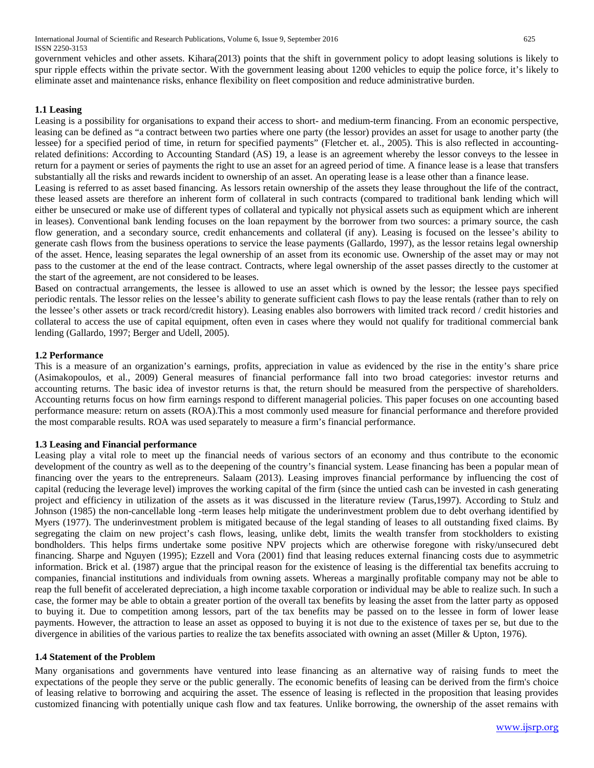government vehicles and other assets. Kihara(2013) points that the shift in government policy to adopt leasing solutions is likely to spur ripple effects within the private sector. With the government leasing about 1200 vehicles to equip the police force, it's likely to eliminate asset and maintenance risks, enhance flexibility on fleet composition and reduce administrative burden.

### 1.1 Leasing

Leasing is a possibility for organisations to expand their access to short- and medium-term financing. From an economic perspective, leasing can be defined as "a contract between two parties where one party (the lessor) provides an asset for usage to another party (the lessee) for a specified period of time, in return for specified payments" (Fletcher et. al., 2005). This is also reflected in accounting-related definitions: According to Accounting Standard (AS) 19, a lease is an agreement whereby the lessor conveys to the lessee in return for a payment or series of payments the right to use an asset for an agreed period of time. A finance lease is a lease that transfers substantially all the risks and rewards incident to ownership of an asset. An operating lease is a lease other than a finance lease.

Leasing is referred to as asset based financing. As lessors retain ownership of the assets they lease throughout the life of the contract, these leased assets are therefore an inherent form of collateral in such contracts (compared to traditional bank lending which will either be unsecured or make use of different types of collateral and typically not physical assets such as equipment which are inherent in leases). Conventional bank lending focuses on the loan repayment by the borrower from two sources: a primary source, the cash flow generation, and a secondary source, credit enhancements and collateral (if any). Leasing is focused on the lessee's ability to generate cash flows from the business operations to service the lease payments (Gallardo, 1997), as the lessor retains legal ownership of the asset. Hence, leasing separates the legal ownership of an asset from its economic use. Ownership of the asset may or may not pass to the customer at the end of the lease contract. Contracts, where legal ownership of the asset passes directly to the customer at the start of the agreement, are not considered to be leases.

Based on contractual arrangements, the lessee is allowed to use an asset which is owned by the lessor; the lessee pays specified periodic rentals. The lessor relies on the lessee's ability to generate sufficient cash flows to pay the lease rentals (rather than to rely on the lessee's other assets or track record/credit history). Leasing enables also borrowers with limited track record / credit histories and collateral to access the use of capital equipment, often even in cases where they would not qualify for traditional commercial bank lending (Gallardo, 1997; Berger and Udell, 2005).

### 1.2 Performance

This is a measure of an organization's earnings, profits, appreciation in value as evidenced by the rise in the entity's share price (Asimakopoulos, et al., 2009) General measures of financial performance fall into two broad categories: investor returns and accounting returns. The basic idea of investor returns is that, the return should be measured from the perspective of shareholders. Accounting returns focus on how firm earnings respond to different managerial policies. This paper focuses on one accounting based performance measure: return on assets (ROA).This a most commonly used measure for financial performance and therefore provided the most comparable results. ROA was used separately to measure a firm's financial performance.

### 1.3 Leasing and Financial performance

Leasing play a vital role to meet up the financial needs of various sectors of an economy and thus contribute to the economic development of the country as well as to the deepening of the country's financial system. Lease financing has been a popular mean of financing over the years to the entrepreneurs. Salaam (2013). Leasing improves financial performance by influencing the cost of capital (reducing the leverage level) improves the working capital of the firm (since the untied cash can be invested in cash generating project and efficiency in utilization of the assets as it was discussed in the literature review (Tarus,1997). According to Stulz and Johnson (1985) the non-cancellable long -term leases help mitigate the underinvestment problem due to debt overhang identified by Myers (1977). The underinvestment problem is mitigated because of the legal standing of leases to all outstanding fixed claims. By segregating the claim on new project's cash flows, leasing, unlike debt, limits the wealth transfer from stockholders to existing bondholders. This helps firms undertake some positive NPV projects which are otherwise foregone with risky/unsecured debt financing. Sharpe and Nguyen (1995); Ezzell and Vora (2001) find that leasing reduces external financing costs due to asymmetric information. Brick et al. (1987) argue that the principal reason for the existence of leasing is the differential tax benefits accruing to companies, financial institutions and individuals from owning assets. Whereas a marginally profitable company may not be able to reap the full benefit of accelerated depreciation, a high income taxable corporation or individual may be able to realize such. In such a case, the former may be able to obtain a greater portion of the overall tax benefits by leasing the asset from the latter party as opposed to buying it. Due to competition among lessors, part of the tax benefits may be passed on to the lessee in form of lower lease payments. However, the attraction to lease an asset as opposed to buying it is not due to the existence of taxes per se, but due to the divergence in abilities of the various parties to realize the tax benefits associated with owning an asset (Miller & Upton, 1976).

### 1.4 Statement of the Problem

Many organisations and governments have ventured into lease financing as an alternative way of raising funds to meet the expectations of the people they serve or the public generally. The economic benefits of leasing can be derived from the firm's choice of leasing relative to borrowing and acquiring the asset. The essence of leasing is reflected in the proposition that leasing provides customized financing with potentially unique cash flow and tax features. Unlike borrowing, the ownership of the asset remains with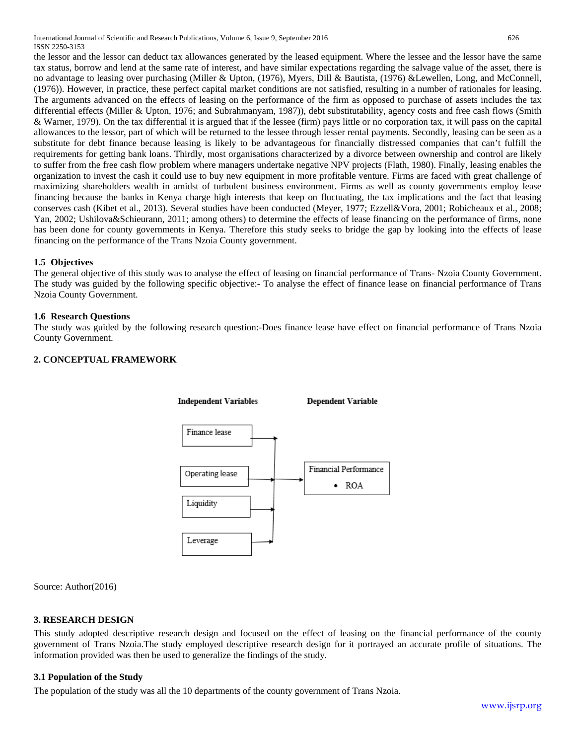the lessor and the lessor can deduct tax allowances generated by the leased equipment. Where the lessee and the lessor have the same tax status, borrow and lend at the same rate of interest, and have similar expectations regarding the salvage value of the asset, there is no advantage to leasing over purchasing (Miller & Upton, (1976), Myers, Dill & Bautista, (1976) &Lewellen, Long, and McConnell, (1976)). However, in practice, these perfect capital market conditions are not satisfied, resulting in a number of rationales for leasing. The arguments advanced on the effects of leasing on the performance of the firm as opposed to purchase of assets includes the tax differential effects (Miller & Upton, 1976; and Subrahmanyam, 1987)), debt substitutability, agency costs and free cash flows (Smith & Warner, 1979). On the tax differential it is argued that if the lessee (firm) pays little or no corporation tax, it will pass on the capital allowances to the lessor, part of which will be returned to the lessee through lesser rental payments. Secondly, leasing can be seen as a substitute for debt finance because leasing is likely to be advantageous for financially distressed companies that can't fulfill the requirements for getting bank loans. Thirdly, most organisations characterized by a divorce between ownership and control are likely to suffer from the free cash flow problem where managers undertake negative NPV projects (Flath, 1980). Finally, leasing enables the organization to invest the cash it could use to buy new equipment in more profitable venture. Firms are faced with great challenge of maximizing shareholders wealth in amidst of turbulent business environment. Firms as well as county governments employ lease financing because the banks in Kenya charge high interests that keep on fluctuating, the tax implications and the fact that leasing conserves cash (Kibet et al., 2013). Several studies have been conducted (Meyer, 1977; Ezzell&Vora, 2001; Robicheaux et al., 2008; Yan, 2002; Ushilova&Schieurann, 2011; among others) to determine the effects of lease financing on the performance of firms, none has been done for county governments in Kenya. Therefore this study seeks to bridge the gap by looking into the effects of lease financing on the performance of the Trans Nzoia County government.

### 1.5 Objectives

The general objective of this study was to analyse the effect of leasing on financial performance of Trans- Nzoia County Government. The study was guided by the following specific objective:- To analyse the effect of finance lease on financial performance of Trans Nzoia County Government.

### 1.6 Research Questions

The study was guided by the following research question:-Does finance lease have effect on financial performance of Trans Nzoia County Government.

## 2. CONCEPTUAL FRAMEWORK

Independent Variables → Dependent Variable

- Finance lease
- Operating lease
- Liquidity
- Leverage

→ Financial Performance
- ROA

Source: Author(2016)

## 3. RESEARCH DESIGN

This study adopted descriptive research design and focused on the effect of leasing on the financial performance of the county government of Trans Nzoia.The study employed descriptive research design for it portrayed an accurate profile of situations. The information provided was then be used to generalize the findings of the study.

### 3.1 Population of the Study

The population of the study was all the 10 departments of the county government of Trans Nzoia.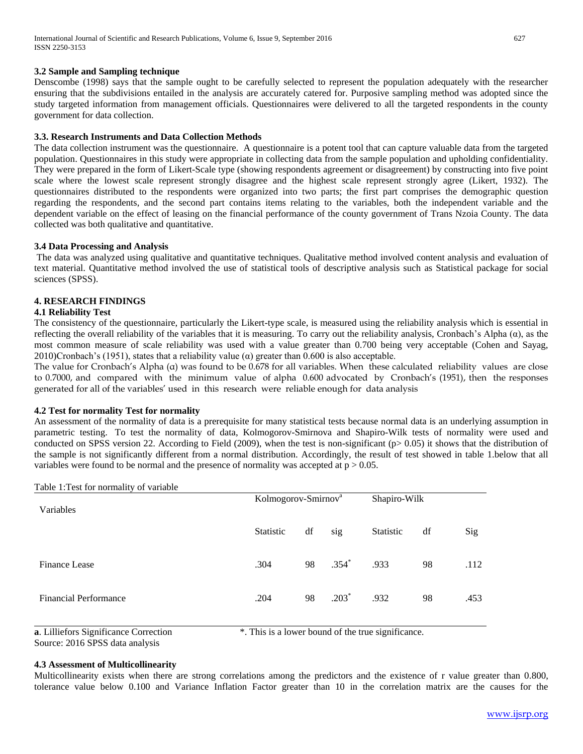### 3.2 Sample and Sampling technique

Denscombe (1998) says that the sample ought to be carefully selected to represent the population adequately with the researcher ensuring that the subdivisions entailed in the analysis are accurately catered for. Purposive sampling method was adopted since the study targeted information from management officials. Questionnaires were delivered to all the targeted respondents in the county government for data collection.

### 3.3. Research Instruments and Data Collection Methods

The data collection instrument was the questionnaire. A questionnaire is a potent tool that can capture valuable data from the targeted population. Questionnaires in this study were appropriate in collecting data from the sample population and upholding confidentiality. They were prepared in the form of Likert-Scale type (showing respondents agreement or disagreement) by constructing into five point scale where the lowest scale represent strongly disagree and the highest scale represent strongly agree (Likert, 1932). The questionnaires distributed to the respondents were organized into two parts; the first part comprises the demographic question regarding the respondents, and the second part contains items relating to the variables, both the independent variable and the dependent variable on the effect of leasing on the financial performance of the county government of Trans Nzoia County. The data collected was both qualitative and quantitative.

### 3.4 Data Processing and Analysis

The data was analyzed using qualitative and quantitative techniques. Qualitative method involved content analysis and evaluation of text material. Quantitative method involved the use of statistical tools of descriptive analysis such as Statistical package for social sciences (SPSS).

## 4. RESEARCH FINDINGS

### 4.1 Reliability Test

The consistency of the questionnaire, particularly the Likert-type scale, is measured using the reliability analysis which is essential in reflecting the overall reliability of the variables that it is measuring. To carry out the reliability analysis, Cronbach's Alpha (α), as the most common measure of scale reliability was used with a value greater than 0.700 being very acceptable (Cohen and Sayag, 2010)Cronbach's (1951), states that a reliability value (α) greater than 0.600 is also acceptable.

The value for Cronbach's Alpha (α) was found to be 0.678 for all variables. When these calculated reliability values are close to 0.7000, and compared with the minimum value of alpha 0.600 advocated by Cronbach's (1951), then the responses generated for all of the variables' used in this research were reliable enough for data analysis

### 4.2 Test for normality Test for normality

An assessment of the normality of data is a prerequisite for many statistical tests because normal data is an underlying assumption in parametric testing. To test the normality of data, Kolmogorov-Smirnova and Shapiro-Wilk tests of normality were used and conducted on SPSS version 22. According to Field (2009), when the test is non-significant ($p > 0.05$) it shows that the distribution of the sample is not significantly different from a normal distribution. Accordingly, the result of test showed in table 1.below that all variables were found to be normal and the presence of normality was accepted at $p > 0.05$.

Table 1:Test for normality of variable

| Variables | Kolmogorov-Smirnov[a] | | | Shapiro-Wilk | | |
|---|---|---|---|---|---|---|
| | Statistic | df | sig | Statistic | df | Sig |
| Finance Lease | .304 | 98 | .354* | .933 | 98 | .112 |
| Financial Performance | .204 | 98 | .203* | .932 | 98 | .453 |

**a**. Lilliefors Significance Correction *. This is a lower bound of the true significance.

Source: 2016 SPSS data analysis

### 4.3 Assessment of Multicollinearity

Multicollinearity exists when there are strong correlations among the predictors and the existence of r value greater than 0.800, tolerance value below 0.100 and Variance Inflation Factor greater than 10 in the correlation matrix are the causes for the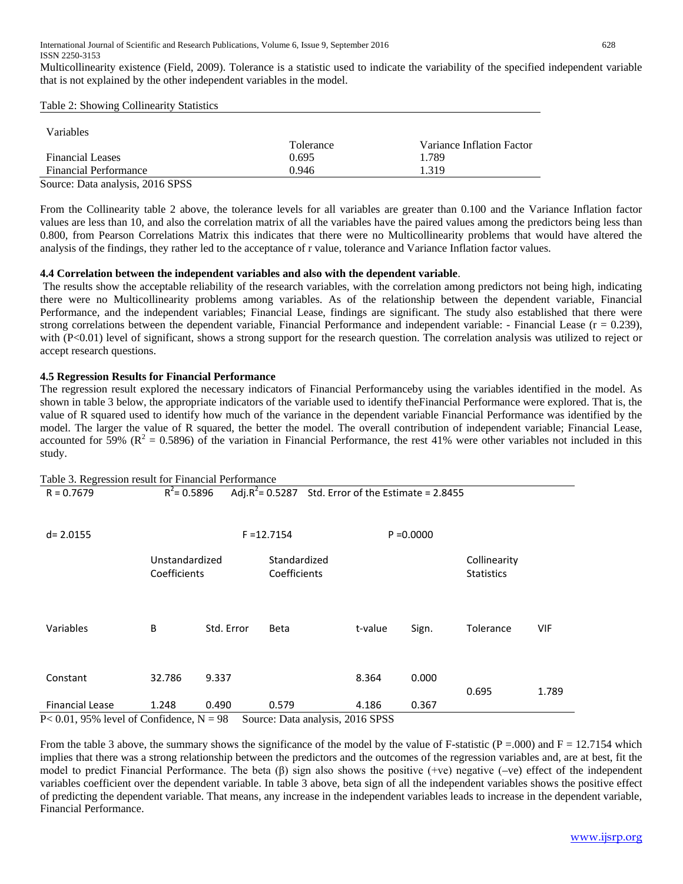Multicollinearity existence (Field, 2009). Tolerance is a statistic used to indicate the variability of the specified independent variable that is not explained by the other independent variables in the model.

Table 2: Showing Collinearity Statistics

| Variables | Tolerance | Variance Inflation Factor |
|---|---|---|
| Financial Leases | 0.695 | 1.789 |
| Financial Performance | 0.946 | 1.319 |

Source: Data analysis, 2016 SPSS

From the Collinearity table 2 above, the tolerance levels for all variables are greater than 0.100 and the Variance Inflation factor values are less than 10, and also the correlation matrix of all the variables have the paired values among the predictors being less than 0.800, from Pearson Correlations Matrix this indicates that there were no Multicollinearity problems that would have altered the analysis of the findings, they rather led to the acceptance of r value, tolerance and Variance Inflation factor values.

**4.4 Correlation between the independent variables and also with the dependent variable**.

The results show the acceptable reliability of the research variables, with the correlation among predictors not being high, indicating there were no Multicollinearity problems among variables. As of the relationship between the dependent variable, Financial Performance, and the independent variables; Financial Lease, findings are significant. The study also established that there were strong correlations between the dependent variable, Financial Performance and independent variable: - Financial Lease (r = 0.239), with (P<0.01) level of significant, shows a strong support for the research question. The correlation analysis was utilized to reject or accept research questions.

**4.5 Regression Results for Financial Performance**

The regression result explored the necessary indicators of Financial Performanceby using the variables identified in the model. As shown in table 3 below, the appropriate indicators of the variable used to identify theFinancial Performance were explored. That is, the value of R squared used to identify how much of the variance in the dependent variable Financial Performance was identified by the model. The larger the value of R squared, the better the model. The overall contribution of independent variable; Financial Lease, accounted for 59% ($R^2$ = 0.5896) of the variation in Financial Performance, the rest 41% were other variables not included in this study.

Table 3. Regression result for Financial Performance

| R = 0.7679 | $R^2$= 0.5896 | Adj.$R^2$= 0.5287 | Std. Error of the Estimate = 2.8455 | | | | |
|---|---|---|---|---|---|---|---|
| d= 2.0155 | | F =12.7154 | | P =0.0000 | | | |
| | Unstandardized Coefficients | | Standardized Coefficients | | | Collinearity Statistics | |
| Variables | B | Std. Error | Beta | t-value | Sign. | Tolerance | VIF |
| Constant | 32.786 | 9.337 | | 8.364 | 0.000 | 0.695 | 1.789 |
| Financial Lease | 1.248 | 0.490 | 0.579 | 4.186 | 0.367 | | |

P< 0.01, 95% level of Confidence, N = 98 Source: Data analysis, 2016 SPSS

From the table 3 above, the summary shows the significance of the model by the value of F-statistic (P =.000) and F = 12.7154 which implies that there was a strong relationship between the predictors and the outcomes of the regression variables and, are at best, fit the model to predict Financial Performance. The beta (β) sign also shows the positive (+ve) negative (–ve) effect of the independent variables coefficient over the dependent variable. In table 3 above, beta sign of all the independent variables shows the positive effect of predicting the dependent variable. That means, any increase in the independent variables leads to increase in the dependent variable, Financial Performance.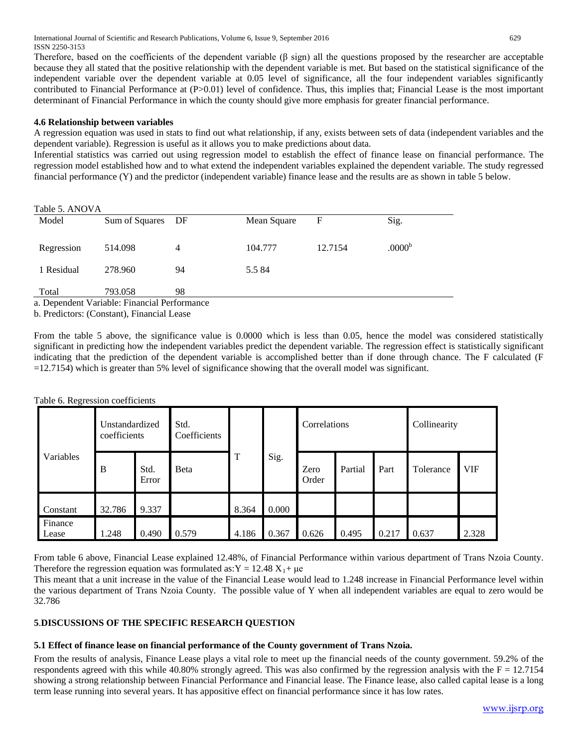Therefore, based on the coefficients of the dependent variable (β sign) all the questions proposed by the researcher are acceptable because they all stated that the positive relationship with the dependent variable is met. But based on the statistical significance of the independent variable over the dependent variable at 0.05 level of significance, all the four independent variables significantly contributed to Financial Performance at (P>0.01) level of confidence. Thus, this implies that; Financial Lease is the most important determinant of Financial Performance in which the county should give more emphasis for greater financial performance.

### 4.6 Relationship between variables

A regression equation was used in stats to find out what relationship, if any, exists between sets of data (independent variables and the dependent variable). Regression is useful as it allows you to make predictions about data.

Inferential statistics was carried out using regression model to establish the effect of finance lease on financial performance. The regression model established how and to what extend the independent variables explained the dependent variable. The study regressed financial performance (Y) and the predictor (independent variable) finance lease and the results are as shown in table 5 below.

Table 5. ANOVA

| Model | Sum of Squares | DF | Mean Square | F | Sig. |
|---|---|---|---|---|---|
| Regression | 514.098 | 4 | 104.777 | 12.7154 | .0000[b] |
| 1 Residual | 278.960 | 94 | 5.5 84 | | |
| Total | 793.058 | 98 | | | |

a. Dependent Variable: Financial Performance

b. Predictors: (Constant), Financial Lease

From the table 5 above, the significance value is 0.0000 which is less than 0.05, hence the model was considered statistically significant in predicting how the independent variables predict the dependent variable. The regression effect is statistically significant indicating that the prediction of the dependent variable is accomplished better than if done through chance. The F calculated (F =12.7154) which is greater than 5% level of significance showing that the overall model was significant.

Table 6. Regression coefficients

| Variables | Unstandardized coefficients | | Std. Coefficients | T | Sig. | Correlations | | | Collinearity | |
|---|---|---|---|---|---|---|---|---|---|---|
| | B | Std. Error | Beta | | | Zero Order | Partial | Part | Tolerance | VIF |
| Constant | 32.786 | 9.337 | | 8.364 | 0.000 | | | | | |
| Finance Lease | 1.248 | 0.490 | 0.579 | 4.186 | 0.367 | 0.626 | 0.495 | 0.217 | 0.637 | 2.328 |

From table 6 above, Financial Lease explained 12.48%, of Financial Performance within various department of Trans Nzoia County. Therefore the regression equation was formulated as: $Y = 12.48 X_1 + \mu e$

This meant that a unit increase in the value of the Financial Lease would lead to 1.248 increase in Financial Performance level within the various department of Trans Nzoia County. The possible value of Y when all independent variables are equal to zero would be 32.786

## 5. DISCUSSIONS OF THE SPECIFIC RESEARCH QUESTION

### 5.1 Effect of finance lease on financial performance of the County government of Trans Nzoia.

From the results of analysis, Finance Lease plays a vital role to meet up the financial needs of the county government. 59.2% of the respondents agreed with this while 40.80% strongly agreed. This was also confirmed by the regression analysis with the F = 12.7154 showing a strong relationship between Financial Performance and Financial lease. The Finance lease, also called capital lease is a long term lease running into several years. It has appositive effect on financial performance since it has low rates.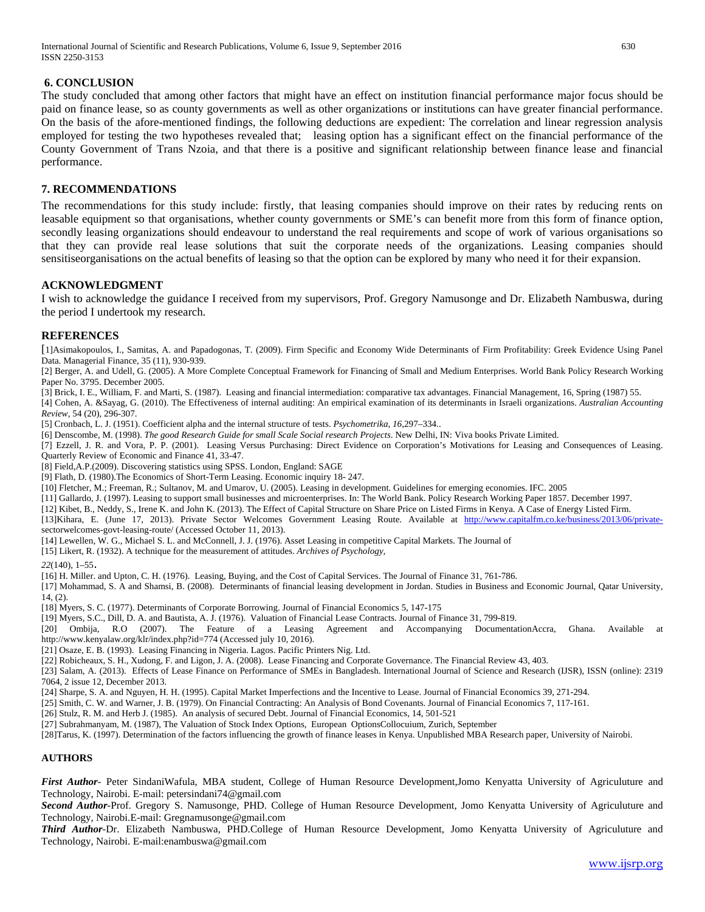## 6. CONCLUSION

The study concluded that among other factors that might have an effect on institution financial performance major focus should be paid on finance lease, so as county governments as well as other organizations or institutions can have greater financial performance. On the basis of the afore-mentioned findings, the following deductions are expedient: The correlation and linear regression analysis employed for testing the two hypotheses revealed that; leasing option has a significant effect on the financial performance of the County Government of Trans Nzoia, and that there is a positive and significant relationship between finance lease and financial performance.

## 7. RECOMMENDATIONS

The recommendations for this study include: firstly, that leasing companies should improve on their rates by reducing rents on leasable equipment so that organisations, whether county governments or SME's can benefit more from this form of finance option, secondly leasing organizations should endeavour to understand the real requirements and scope of work of various organisations so that they can provide real lease solutions that suit the corporate needs of the organizations. Leasing companies should sensitiseorganisations on the actual benefits of leasing so that the option can be explored by many who need it for their expansion.

## ACKNOWLEDGMENT

I wish to acknowledge the guidance I received from my supervisors, Prof. Gregory Namusonge and Dr. Elizabeth Nambuswa, during the period I undertook my research.

## REFERENCES

[1]Asimakopoulos, I., Samitas, A. and Papadogonas, T. (2009). Firm Specific and Economy Wide Determinants of Firm Profitability: Greek Evidence Using Panel Data. Managerial Finance, 35 (11), 930-939.

[2] Berger, A. and Udell, G. (2005). A More Complete Conceptual Framework for Financing of Small and Medium Enterprises. World Bank Policy Research Working Paper No. 3795. December 2005.

[3] Brick, I. E., William, F. and Marti, S. (1987). Leasing and financial intermediation: comparative tax advantages. Financial Management, 16, Spring (1987) 55.

[4] Cohen, A. &Sayag, G. (2010). The Effectiveness of internal auditing: An empirical examination of its determinants in Israeli organizations. *Australian Accounting Review*, 54 (20), 296-307.

[5] Cronbach, L. J. (1951). Coefficient alpha and the internal structure of tests. *Psychometrika, 16*,297–334..

[6] Denscombe, M. (1998). *The good Research Guide for small Scale Social research Projects*. New Delhi, IN: Viva books Private Limited.

[7] Ezzell, J. R. and Vora, P. P. (2001). Leasing Versus Purchasing: Direct Evidence on Corporation's Motivations for Leasing and Consequences of Leasing. Quarterly Review of Economic and Finance 41, 33-47.

[8] Field,A.P.(2009). Discovering statistics using SPSS. London, England: SAGE

[9] Flath, D. (1980).The Economics of Short-Term Leasing. Economic inquiry 18- 247.

[10] Fletcher, M.; Freeman, R.; Sultanov, M. and Umarov, U. (2005). Leasing in development. Guidelines for emerging economies. IFC. 2005

[11] Gallardo, J. (1997). Leasing to support small businesses and microenterprises. In: The World Bank. Policy Research Working Paper 1857. December 1997.

[12] Kibet, B., Neddy, S., Irene K. and John K. (2013). The Effect of Capital Structure on Share Price on Listed Firms in Kenya. A Case of Energy Listed Firm.

[13]Kihara, E. (June 17, 2013). Private Sector Welcomes Government Leasing Route. Available at http://www.capitalfm.co.ke/business/2013/06/private-sectorwelcomes-govt-leasing-route/ (Accessed October 11, 2013).

[14] Lewellen, W. G., Michael S. L. and McConnell, J. J. (1976). Asset Leasing in competitive Capital Markets. The Journal of

[15] Likert, R. (1932). A technique for the measurement of attitudes. *Archives of Psychology, 22*(140), 1–55.

[16] H. Miller. and Upton, C. H. (1976). Leasing, Buying, and the Cost of Capital Services. The Journal of Finance 31, 761-786.

[17] Mohammad, S. A and Shamsi, B. (2008). Determinants of financial leasing development in Jordan. Studies in Business and Economic Journal, Qatar University, 14, (2).

[18] Myers, S. C. (1977). Determinants of Corporate Borrowing. Journal of Financial Economics 5, 147-175

[19] Myers, S.C., Dill, D. A. and Bautista, A. J. (1976). Valuation of Financial Lease Contracts. Journal of Finance 31, 799-819.

[20] Ombija, R.O (2007). The Feature of a Leasing Agreement and Accompanying DocumentationAccra, Ghana. Available at http://www.kenyalaw.org/klr/index.php?id=774 (Accessed july 10, 2016).

[21] Osaze, E. B. (1993). Leasing Financing in Nigeria. Lagos. Pacific Printers Nig. Ltd.

[22] Robicheaux, S. H., Xudong, F. and Ligon, J. A. (2008). Lease Financing and Corporate Governance. The Financial Review 43, 403.

[23] Salam, A. (2013). Effects of Lease Finance on Performance of SMEs in Bangladesh. International Journal of Science and Research (IJSR), ISSN (online): 2319 7064, 2 issue 12, December 2013.

[24] Sharpe, S. A. and Nguyen, H. H. (1995). Capital Market Imperfections and the Incentive to Lease. Journal of Financial Economics 39, 271-294.

[25] Smith, C. W. and Warner, J. B. (1979). On Financial Contracting: An Analysis of Bond Covenants. Journal of Financial Economics 7, 117-161.

[26] Stulz, R. M. and Herb J. (1985). An analysis of secured Debt. Journal of Financial Economics, 14, 501-521

[27] Subrahmanyam, M. (1987), The Valuation of Stock Index Options, European OptionsCollocuium, Zurich, September

[28]Tarus, K. (1997). Determination of the factors influencing the growth of finance leases in Kenya. Unpublished MBA Research paper, University of Nairobi.

## AUTHORS

***First Author***- Peter SindaniWafula, MBA student, College of Human Resource Development,Jomo Kenyatta University of Agriculuture and Technology, Nairobi. E-mail: petersindani74@gmail.com

***Second Author***-Prof. Gregory S. Namusonge, PHD. College of Human Resource Development, Jomo Kenyatta University of Agriculuture and Technology, Nairobi.E-mail: Gregnamusonge@gmail.com

***Third Author***-Dr. Elizabeth Nambuswa, PHD.College of Human Resource Development, Jomo Kenyatta University of Agriculuture and Technology, Nairobi. E-mail:enambuswa@gmail.com